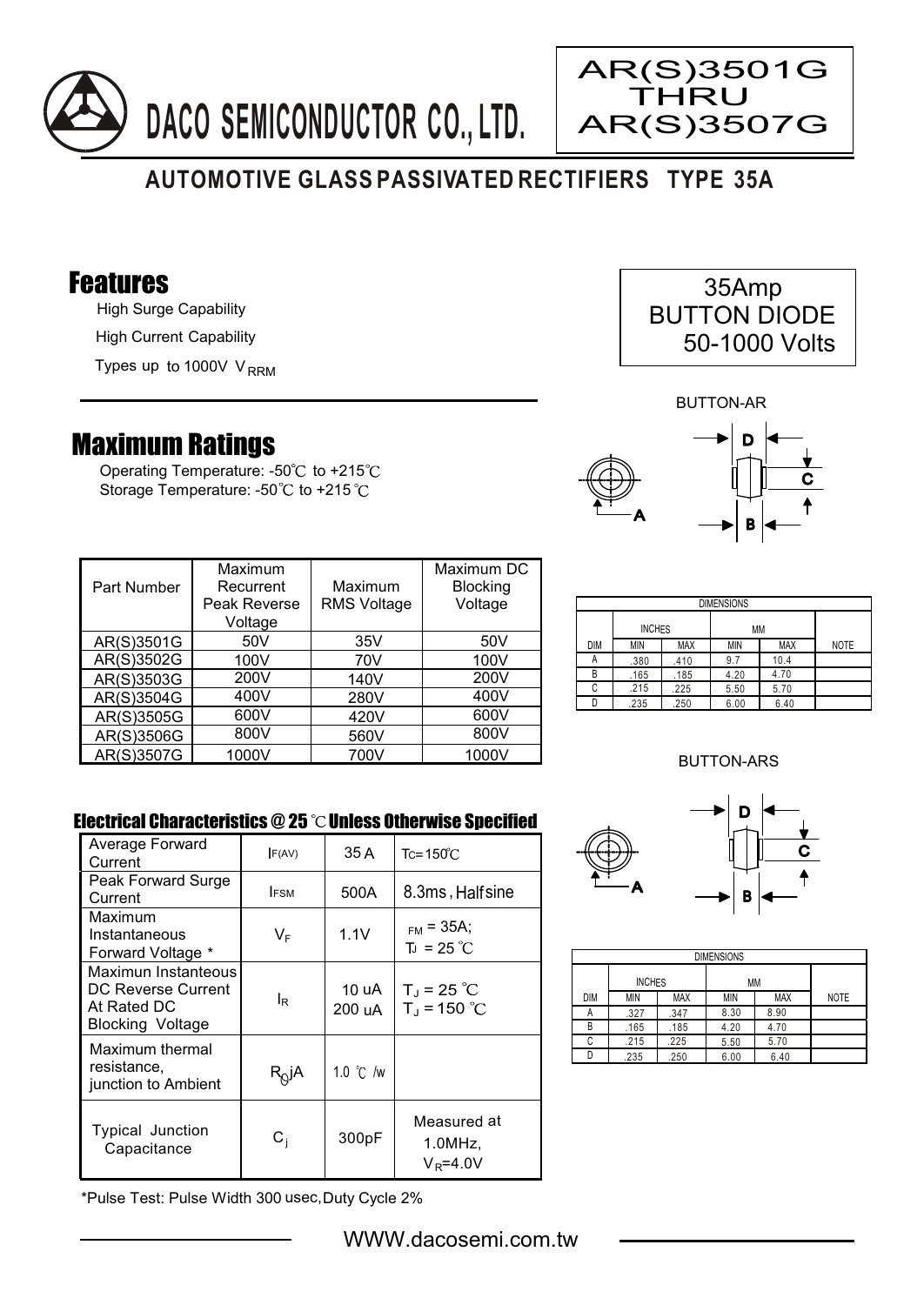# DACO SEMICONDUCTOR CO., LTD.

**AR(S)3501G THRU AR(S)3507G**

## AUTOMOTIVE GLASS PASSIVATED RECTIFIERS TYPE 35A

35Amp
BUTTON DIODE
50-1000 Volts

## Features

- High Surge Capability
- High Current Capability
- Types up to 1000V $V_{RRM}$

## Maximum Ratings

Operating Temperature: -50℃ to +215℃
Storage Temperature: -50℃ to +215℃

| Part Number | Maximum Recurrent Peak Reverse Voltage | Maximum RMS Voltage | Maximum DC Blocking Voltage |
|---|---|---|---|
| AR(S)3501G | 50V | 35V | 50V |
| AR(S)3502G | 100V | 70V | 100V |
| AR(S)3503G | 200V | 140V | 200V |
| AR(S)3504G | 400V | 280V | 400V |
| AR(S)3505G | 600V | 420V | 600V |
| AR(S)3506G | 800V | 560V | 800V |
| AR(S)3507G | 1000V | 700V | 1000V |

BUTTON-AR

| DIMENSIONS | | | | | |
|---|---|---|---|---|---|
| | INCHES | | MM | | |
| DIM | MIN | MAX | MIN | MAX | NOTE |
| A | .380 | .410 | 9.7 | 10.4 | |
| B | .165 | .185 | 4.20 | 4.70 | |
| C | .215 | .225 | 5.50 | 5.70 | |
| D | .235 | .250 | 6.00 | 6.40 | |

BUTTON-ARS

| DIMENSIONS | | | | | |
|---|---|---|---|---|---|
| | INCHES | | MM | | |
| DIM | MIN | MAX | MIN | MAX | NOTE |
| A | .327 | .347 | 8.30 | 8.90 | |
| B | .165 | .185 | 4.20 | 4.70 | |
| C | .215 | .225 | 5.50 | 5.70 | |
| D | .235 | .250 | 6.00 | 6.40 | |

### Electrical Characteristics @ 25 ℃ Unless Otherwise Specified

| | | | |
|---|---|---|---|
| Average Forward Current | $I_{F(AV)}$ | 35 A | $T_C = 150℃$ |
| Peak Forward Surge Current | $I_{FSM}$ | 500A | 8.3ms, Half sine |
| Maximum Instantaneous Forward Voltage * | $V_F$ | 1.1V | $I_{FM} = 35A$; $T_J = 25℃$ |
| Maximun Instanteous DC Reverse Current At Rated DC Blocking Voltage | $I_R$ | 10 uA<br>200 uA | $T_J = 25℃$<br>$T_J = 150℃$ |
| Maximum thermal resistance, junction to Ambient | $R_{\theta}jA$ | 1.0 ℃ /w | |
| Typical Junction Capacitance | $C_j$ | 300pF | Measured at 1.0MHz, $V_R$=4.0V |

*Pulse Test: Pulse Width 300 usec, Duty Cycle 2%

WWW.dacosemi.com.tw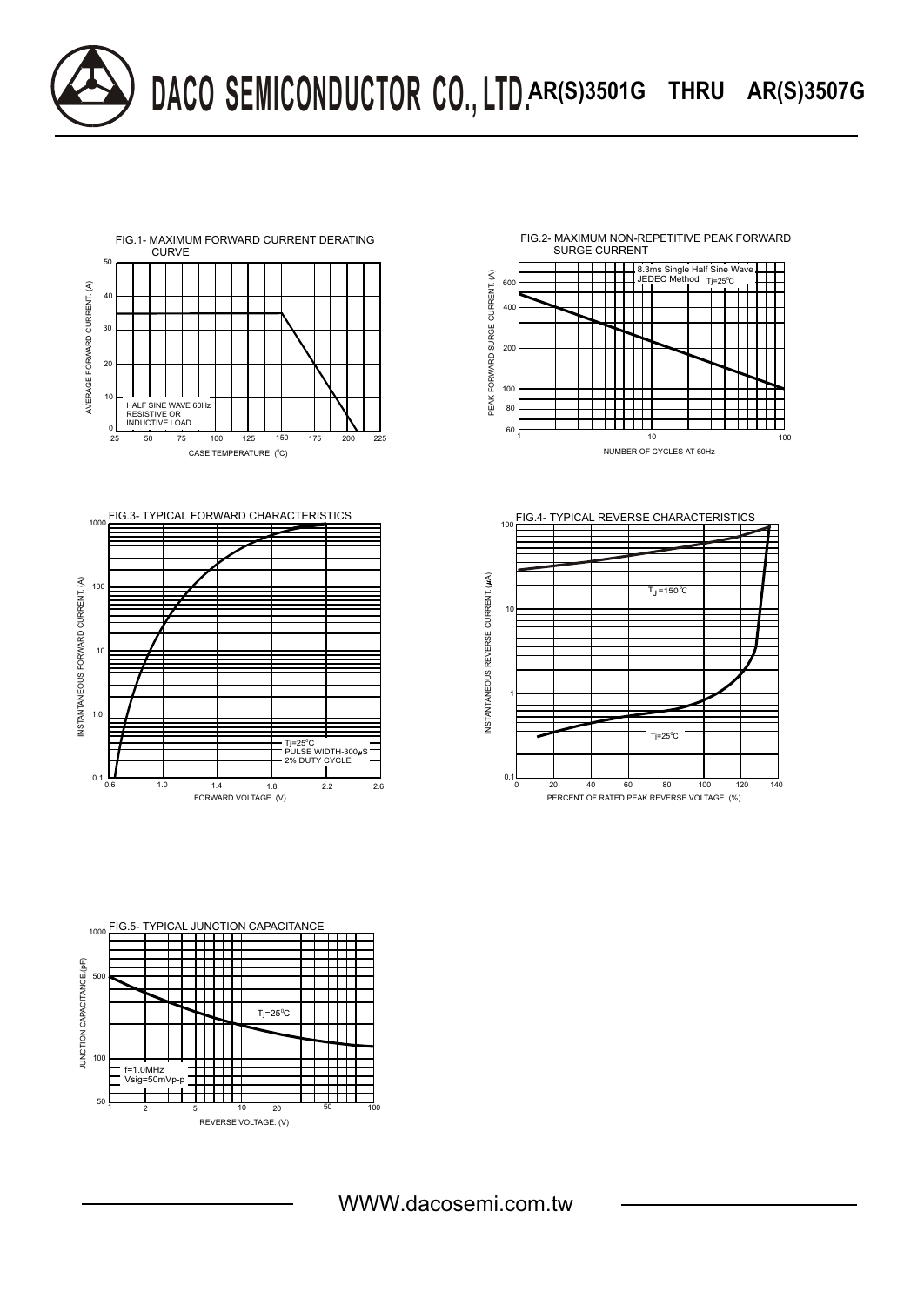# DACO SEMICONDUCTOR CO., LTD. AR(S)3501G THRU AR(S)3507G

FIG.1- MAXIMUM FORWARD CURRENT DERATING CURVE

AVERAGE FORWARD CURRENT. (A)

50
40
30
20
10
0

25 50 75 100 125 150 175 200 225

CASE TEMPERATURE. (°C)

HALF SINE WAVE 60Hz
RESISTIVE OR
INDUCTIVE LOAD

FIG.2- MAXIMUM NON-REPETITIVE PEAK FORWARD SURGE CURRENT

PEAK FORWARD SURGE CURRENT. (A)

600
400
200
100
80
60

1 10 100

NUMBER OF CYCLES AT 60Hz

8.3ms Single Half Sine Wave
JEDEC Method Tj=25°C

FIG.3- TYPICAL FORWARD CHARACTERISTICS

INSTANTANEOUS FORWARD CURRENT. (A)

1000
100
10
1.0
0.1

0.6 1.0 1.4 1.8 2.2 2.6

FORWARD VOLTAGE. (V)

Tj=25°C
PULSE WIDTH-300μS
2% DUTY CYCLE

FIG.4- TYPICAL REVERSE CHARACTERISTICS

INSTANTANEOUS REVERSE CURRENT. (μA)

100
10
1
0.1

0 20 40 60 80 100 120 140

PERCENT OF RATED PEAK REVERSE VOLTAGE. (%)

TJ=150°C

Tj=25°C

FIG.5- TYPICAL JUNCTION CAPACITANCE

JUNCTION CAPACITANCE.(pF)

1000
500
100
50

1 2 5 10 20 50 100

REVERSE VOLTAGE. (V)

Tj=25°C

f=1.0MHz
Vsig=50mVp-p

WWW.dacosemi.com.tw